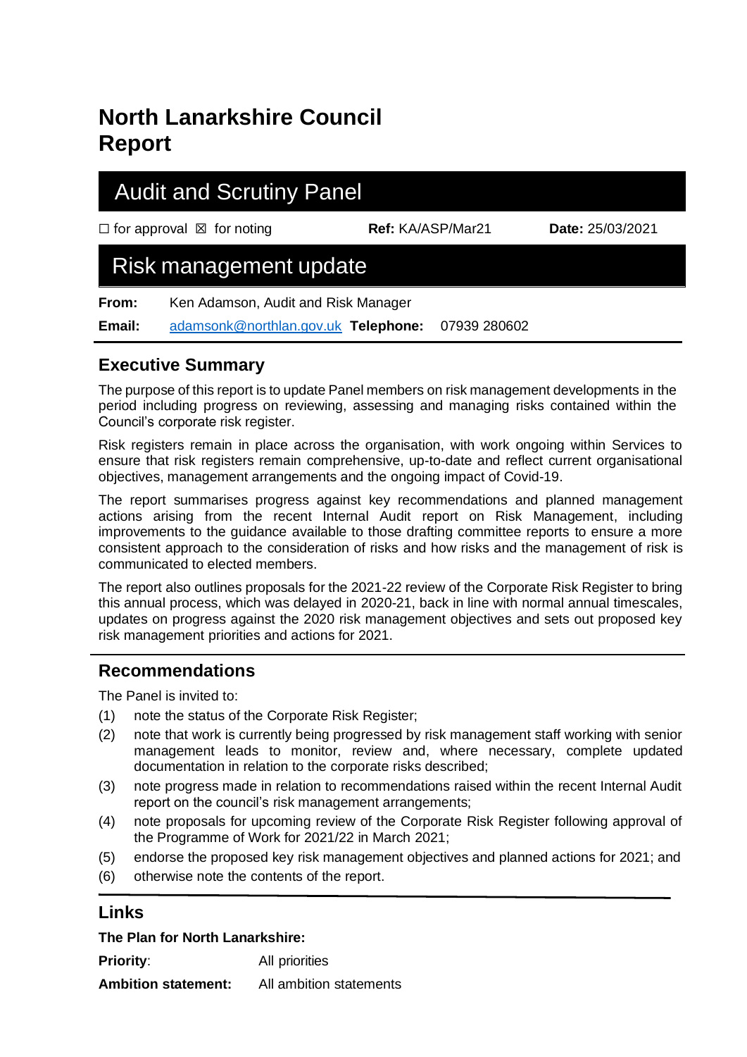# North Lanarkshire Council Report

## Audit and Scrutiny Panel

☐ for approval ☒ for noting **Ref:** KA/ASP/Mar21 **Date:** 25/03/2021

## Risk management update

**From:** Ken Adamson, Audit and Risk Manager

**Email:** adamsonk@northlan.gov.uk **Telephone:** 07939 280602

### Executive Summary

The purpose of this report is to update Panel members on risk management developments in the period including progress on reviewing, assessing and managing risks contained within the Council's corporate risk register.

Risk registers remain in place across the organisation, with work ongoing within Services to ensure that risk registers remain comprehensive, up-to-date and reflect current organisational objectives, management arrangements and the ongoing impact of Covid-19.

The report summarises progress against key recommendations and planned management actions arising from the recent Internal Audit report on Risk Management, including improvements to the guidance available to those drafting committee reports to ensure a more consistent approach to the consideration of risks and how risks and the management of risk is communicated to elected members.

The report also outlines proposals for the 2021-22 review of the Corporate Risk Register to bring this annual process, which was delayed in 2020-21, back in line with normal annual timescales, updates on progress against the 2020 risk management objectives and sets out proposed key risk management priorities and actions for 2021.

### Recommendations

The Panel is invited to:

(1) note the status of the Corporate Risk Register;

(2) note that work is currently being progressed by risk management staff working with senior management leads to monitor, review and, where necessary, complete updated documentation in relation to the corporate risks described;

(3) note progress made in relation to recommendations raised within the recent Internal Audit report on the council's risk management arrangements;

(4) note proposals for upcoming review of the Corporate Risk Register following approval of the Programme of Work for 2021/22 in March 2021;

(5) endorse the proposed key risk management objectives and planned actions for 2021; and

(6) otherwise note the contents of the report.

### Links

**The Plan for North Lanarkshire:**

**Priority**: All priorities

**Ambition statement:** All ambition statements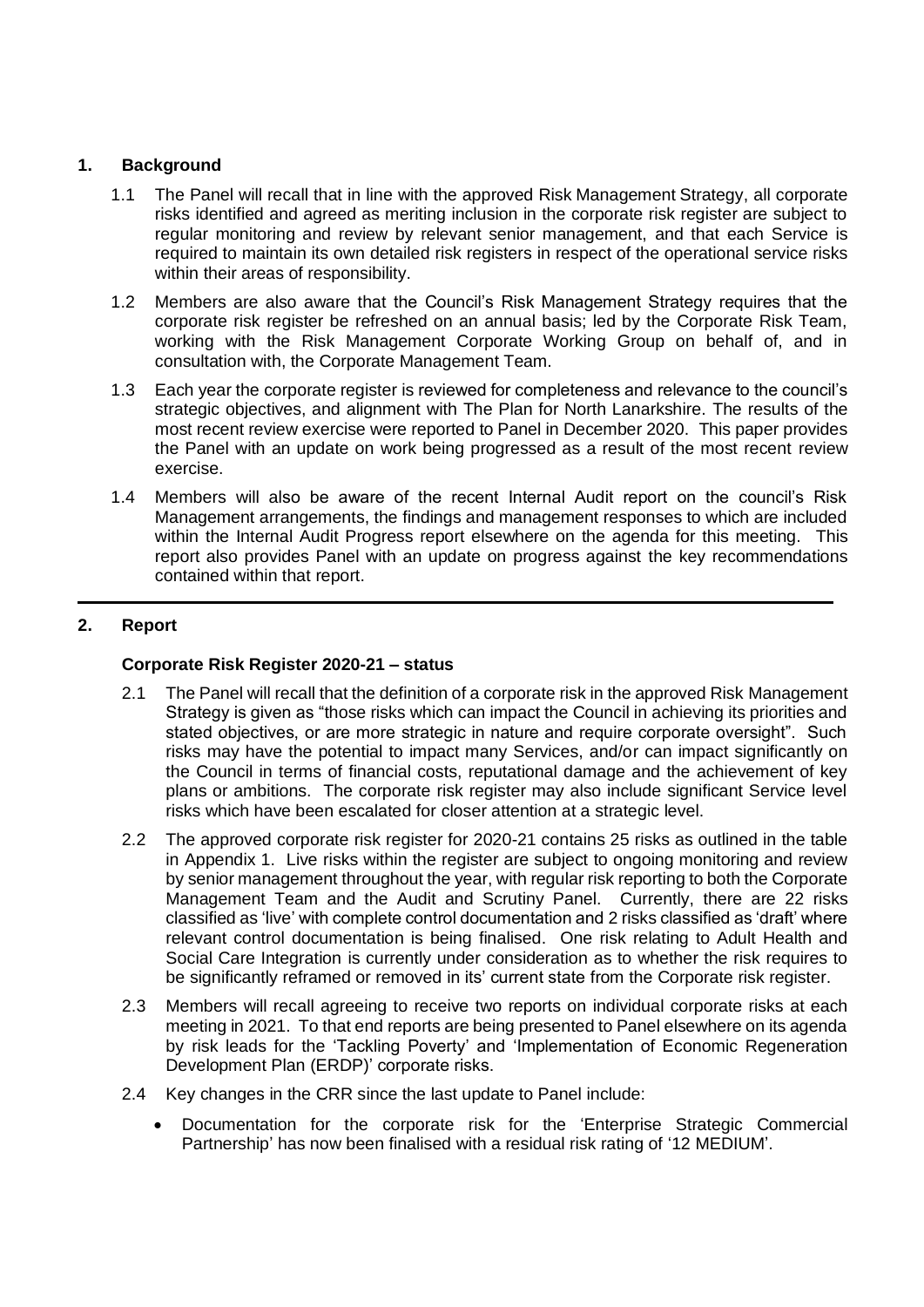## 1. Background

1.1 The Panel will recall that in line with the approved Risk Management Strategy, all corporate risks identified and agreed as meriting inclusion in the corporate risk register are subject to regular monitoring and review by relevant senior management, and that each Service is required to maintain its own detailed risk registers in respect of the operational service risks within their areas of responsibility.

1.2 Members are also aware that the Council's Risk Management Strategy requires that the corporate risk register be refreshed on an annual basis; led by the Corporate Risk Team, working with the Risk Management Corporate Working Group on behalf of, and in consultation with, the Corporate Management Team.

1.3 Each year the corporate register is reviewed for completeness and relevance to the council's strategic objectives, and alignment with The Plan for North Lanarkshire. The results of the most recent review exercise were reported to Panel in December 2020. This paper provides the Panel with an update on work being progressed as a result of the most recent review exercise.

1.4 Members will also be aware of the recent Internal Audit report on the council's Risk Management arrangements, the findings and management responses to which are included within the Internal Audit Progress report elsewhere on the agenda for this meeting. This report also provides Panel with an update on progress against the key recommendations contained within that report.

---

## 2. Report

### Corporate Risk Register 2020-21 – status

2.1 The Panel will recall that the definition of a corporate risk in the approved Risk Management Strategy is given as "those risks which can impact the Council in achieving its priorities and stated objectives, or are more strategic in nature and require corporate oversight". Such risks may have the potential to impact many Services, and/or can impact significantly on the Council in terms of financial costs, reputational damage and the achievement of key plans or ambitions. The corporate risk register may also include significant Service level risks which have been escalated for closer attention at a strategic level.

2.2 The approved corporate risk register for 2020-21 contains 25 risks as outlined in the table in Appendix 1. Live risks within the register are subject to ongoing monitoring and review by senior management throughout the year, with regular risk reporting to both the Corporate Management Team and the Audit and Scrutiny Panel. Currently, there are 22 risks classified as 'live' with complete control documentation and 2 risks classified as 'draft' where relevant control documentation is being finalised. One risk relating to Adult Health and Social Care Integration is currently under consideration as to whether the risk requires to be significantly reframed or removed in its' current state from the Corporate risk register.

2.3 Members will recall agreeing to receive two reports on individual corporate risks at each meeting in 2021. To that end reports are being presented to Panel elsewhere on its agenda by risk leads for the 'Tackling Poverty' and 'Implementation of Economic Regeneration Development Plan (ERDP)' corporate risks.

2.4 Key changes in the CRR since the last update to Panel include:

- Documentation for the corporate risk for the 'Enterprise Strategic Commercial Partnership' has now been finalised with a residual risk rating of '12 MEDIUM'.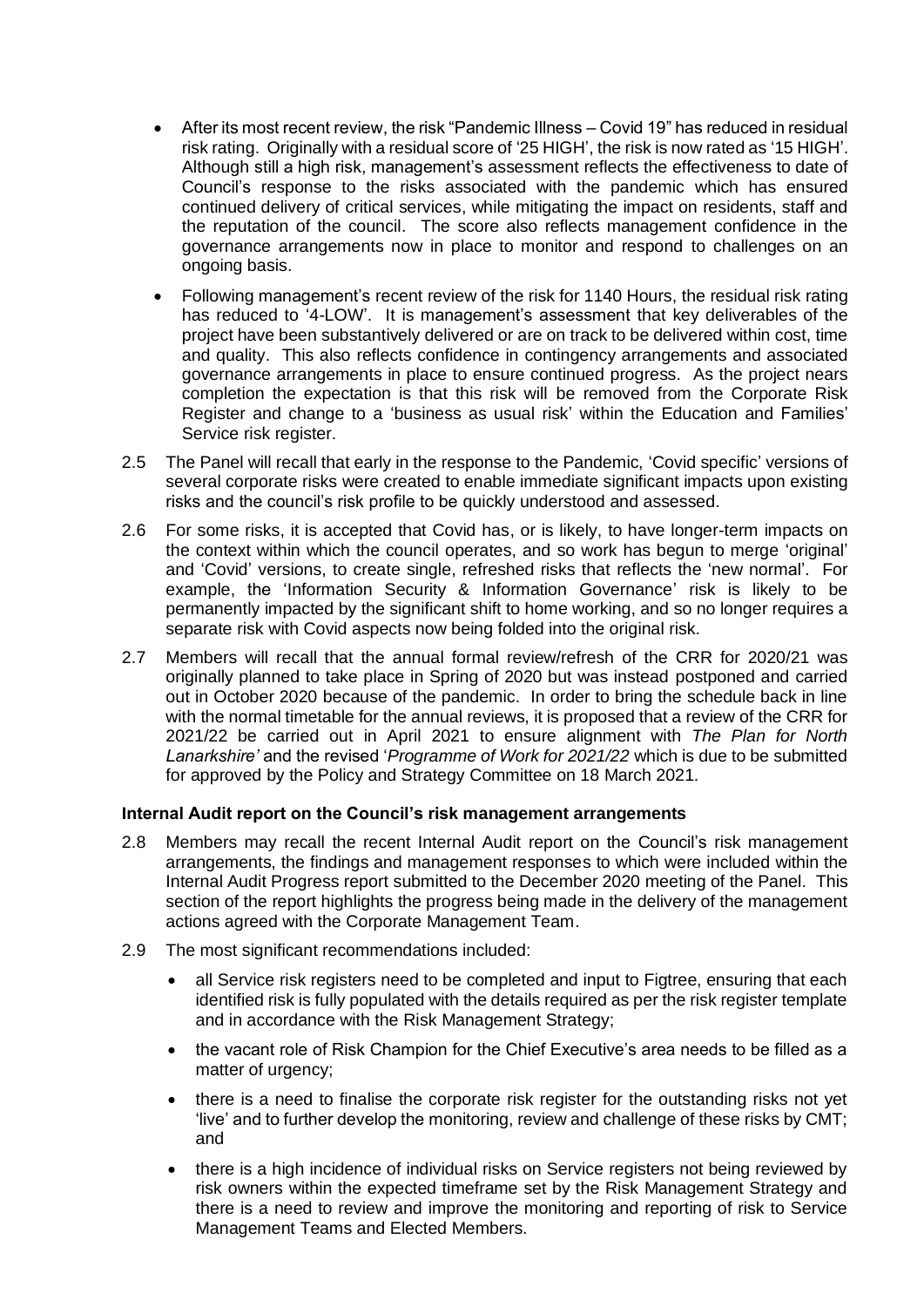- After its most recent review, the risk "Pandemic Illness – Covid 19" has reduced in residual risk rating. Originally with a residual score of '25 HIGH', the risk is now rated as '15 HIGH'. Although still a high risk, management's assessment reflects the effectiveness to date of Council's response to the risks associated with the pandemic which has ensured continued delivery of critical services, while mitigating the impact on residents, staff and the reputation of the council. The score also reflects management confidence in the governance arrangements now in place to monitor and respond to challenges on an ongoing basis.
- Following management's recent review of the risk for 1140 Hours, the residual risk rating has reduced to '4-LOW'. It is management's assessment that key deliverables of the project have been substantively delivered or are on track to be delivered within cost, time and quality. This also reflects confidence in contingency arrangements and associated governance arrangements in place to ensure continued progress. As the project nears completion the expectation is that this risk will be removed from the Corporate Risk Register and change to a 'business as usual risk' within the Education and Families' Service risk register.

2.5 The Panel will recall that early in the response to the Pandemic, 'Covid specific' versions of several corporate risks were created to enable immediate significant impacts upon existing risks and the council's risk profile to be quickly understood and assessed.

2.6 For some risks, it is accepted that Covid has, or is likely, to have longer-term impacts on the context within which the council operates, and so work has begun to merge 'original' and 'Covid' versions, to create single, refreshed risks that reflects the 'new normal'. For example, the 'Information Security & Information Governance' risk is likely to be permanently impacted by the significant shift to home working, and so no longer requires a separate risk with Covid aspects now being folded into the original risk.

2.7 Members will recall that the annual formal review/refresh of the CRR for 2020/21 was originally planned to take place in Spring of 2020 but was instead postponed and carried out in October 2020 because of the pandemic. In order to bring the schedule back in line with the normal timetable for the annual reviews, it is proposed that a review of the CRR for 2021/22 be carried out in April 2021 to ensure alignment with *The Plan for North Lanarkshire'* and the revised '*Programme of Work for 2021/22* which is due to be submitted for approved by the Policy and Strategy Committee on 18 March 2021.

**Internal Audit report on the Council's risk management arrangements**

2.8 Members may recall the recent Internal Audit report on the Council's risk management arrangements, the findings and management responses to which were included within the Internal Audit Progress report submitted to the December 2020 meeting of the Panel. This section of the report highlights the progress being made in the delivery of the management actions agreed with the Corporate Management Team.

2.9 The most significant recommendations included:

- all Service risk registers need to be completed and input to Figtree, ensuring that each identified risk is fully populated with the details required as per the risk register template and in accordance with the Risk Management Strategy;
- the vacant role of Risk Champion for the Chief Executive's area needs to be filled as a matter of urgency;
- there is a need to finalise the corporate risk register for the outstanding risks not yet 'live' and to further develop the monitoring, review and challenge of these risks by CMT; and
- there is a high incidence of individual risks on Service registers not being reviewed by risk owners within the expected timeframe set by the Risk Management Strategy and there is a need to review and improve the monitoring and reporting of risk to Service Management Teams and Elected Members.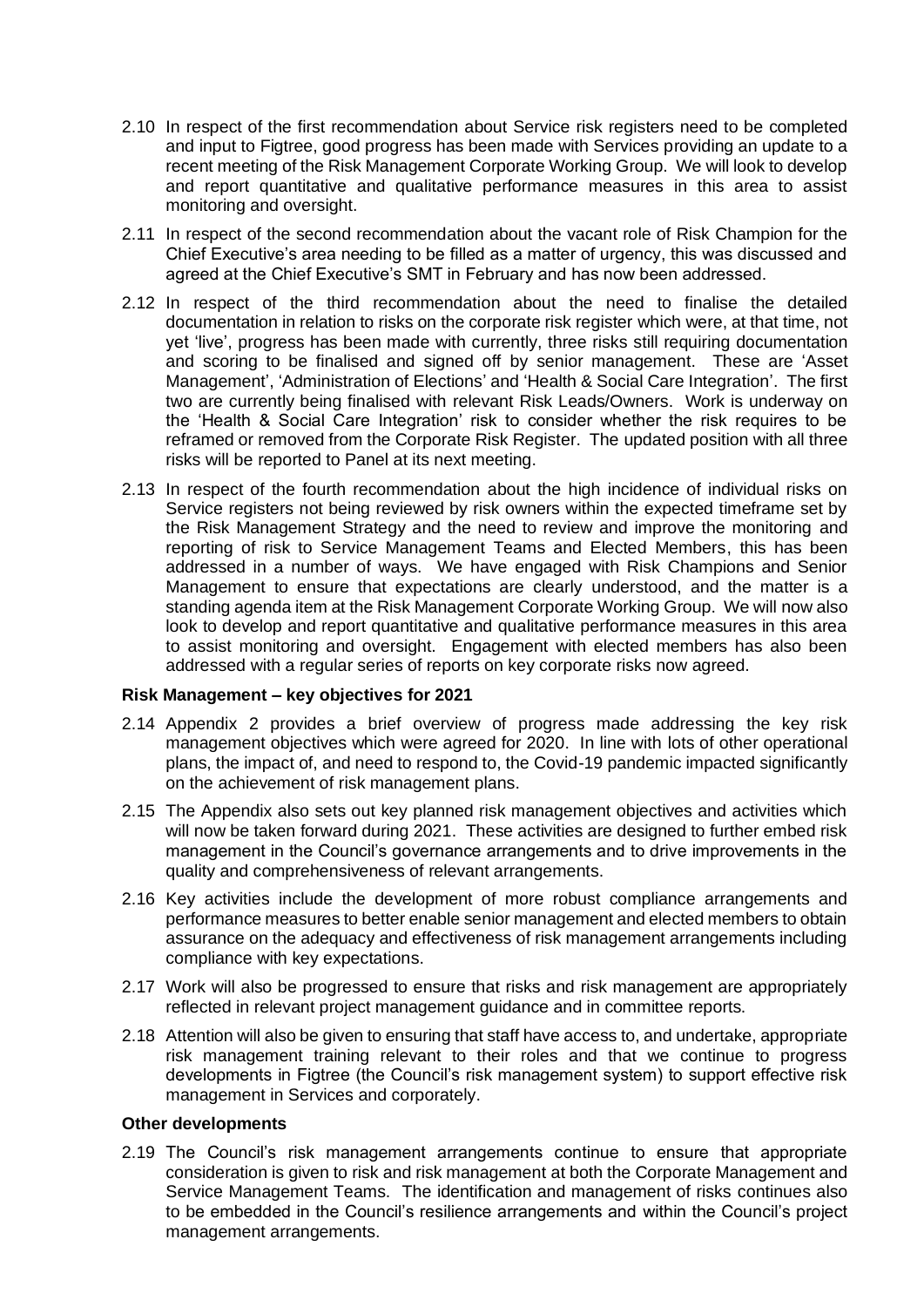2.10 In respect of the first recommendation about Service risk registers need to be completed and input to Figtree, good progress has been made with Services providing an update to a recent meeting of the Risk Management Corporate Working Group. We will look to develop and report quantitative and qualitative performance measures in this area to assist monitoring and oversight.

2.11 In respect of the second recommendation about the vacant role of Risk Champion for the Chief Executive's area needing to be filled as a matter of urgency, this was discussed and agreed at the Chief Executive's SMT in February and has now been addressed.

2.12 In respect of the third recommendation about the need to finalise the detailed documentation in relation to risks on the corporate risk register which were, at that time, not yet 'live', progress has been made with currently, three risks still requiring documentation and scoring to be finalised and signed off by senior management. These are 'Asset Management', 'Administration of Elections' and 'Health & Social Care Integration'. The first two are currently being finalised with relevant Risk Leads/Owners. Work is underway on the 'Health & Social Care Integration' risk to consider whether the risk requires to be reframed or removed from the Corporate Risk Register. The updated position with all three risks will be reported to Panel at its next meeting.

2.13 In respect of the fourth recommendation about the high incidence of individual risks on Service registers not being reviewed by risk owners within the expected timeframe set by the Risk Management Strategy and the need to review and improve the monitoring and reporting of risk to Service Management Teams and Elected Members, this has been addressed in a number of ways. We have engaged with Risk Champions and Senior Management to ensure that expectations are clearly understood, and the matter is a standing agenda item at the Risk Management Corporate Working Group. We will now also look to develop and report quantitative and qualitative performance measures in this area to assist monitoring and oversight. Engagement with elected members has also been addressed with a regular series of reports on key corporate risks now agreed.

**Risk Management – key objectives for 2021**

2.14 Appendix 2 provides a brief overview of progress made addressing the key risk management objectives which were agreed for 2020. In line with lots of other operational plans, the impact of, and need to respond to, the Covid-19 pandemic impacted significantly on the achievement of risk management plans.

2.15 The Appendix also sets out key planned risk management objectives and activities which will now be taken forward during 2021. These activities are designed to further embed risk management in the Council's governance arrangements and to drive improvements in the quality and comprehensiveness of relevant arrangements.

2.16 Key activities include the development of more robust compliance arrangements and performance measures to better enable senior management and elected members to obtain assurance on the adequacy and effectiveness of risk management arrangements including compliance with key expectations.

2.17 Work will also be progressed to ensure that risks and risk management are appropriately reflected in relevant project management guidance and in committee reports.

2.18 Attention will also be given to ensuring that staff have access to, and undertake, appropriate risk management training relevant to their roles and that we continue to progress developments in Figtree (the Council's risk management system) to support effective risk management in Services and corporately.

**Other developments**

2.19 The Council's risk management arrangements continue to ensure that appropriate consideration is given to risk and risk management at both the Corporate Management and Service Management Teams. The identification and management of risks continues also to be embedded in the Council's resilience arrangements and within the Council's project management arrangements.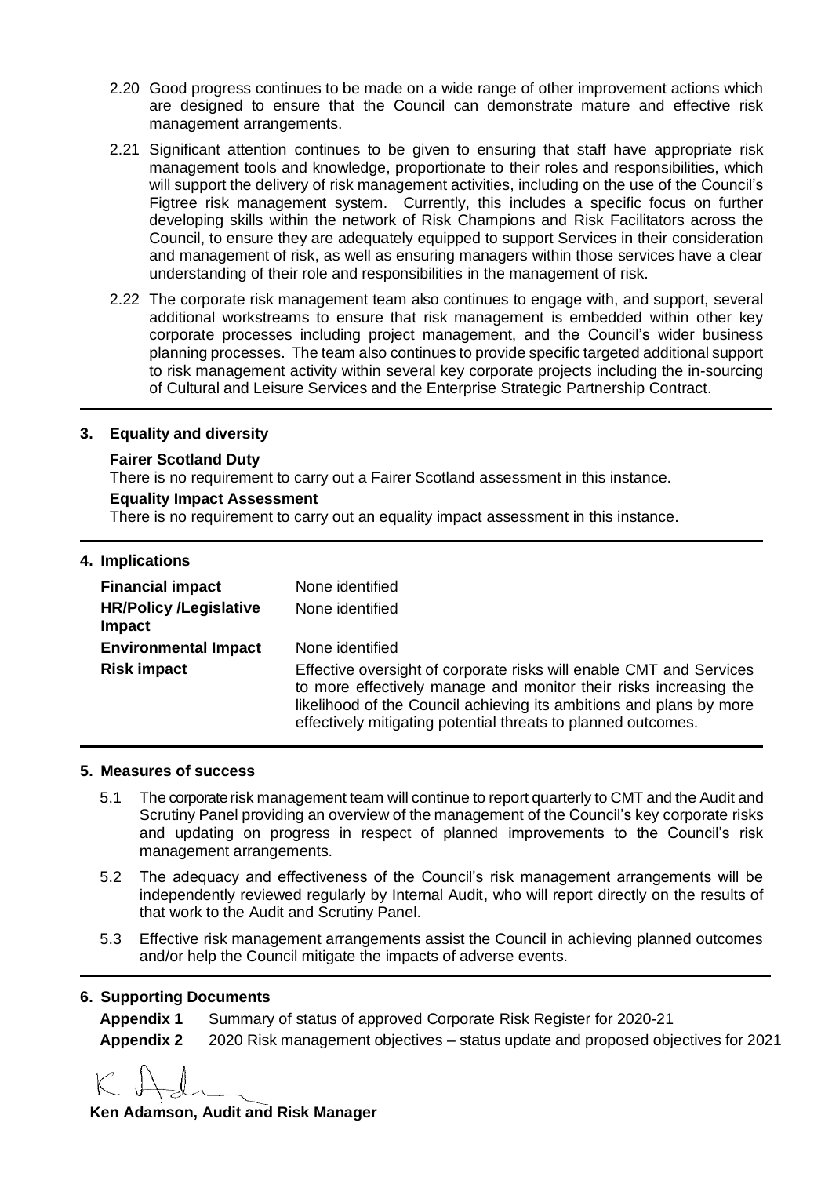2.20 Good progress continues to be made on a wide range of other improvement actions which are designed to ensure that the Council can demonstrate mature and effective risk management arrangements.

2.21 Significant attention continues to be given to ensuring that staff have appropriate risk management tools and knowledge, proportionate to their roles and responsibilities, which will support the delivery of risk management activities, including on the use of the Council's Figtree risk management system. Currently, this includes a specific focus on further developing skills within the network of Risk Champions and Risk Facilitators across the Council, to ensure they are adequately equipped to support Services in their consideration and management of risk, as well as ensuring managers within those services have a clear understanding of their role and responsibilities in the management of risk.

2.22 The corporate risk management team also continues to engage with, and support, several additional workstreams to ensure that risk management is embedded within other key corporate processes including project management, and the Council's wider business planning processes. The team also continues to provide specific targeted additional support to risk management activity within several key corporate projects including the in-sourcing of Cultural and Leisure Services and the Enterprise Strategic Partnership Contract.

## 3. Equality and diversity

**Fairer Scotland Duty**

There is no requirement to carry out a Fairer Scotland assessment in this instance.

**Equality Impact Assessment**

There is no requirement to carry out an equality impact assessment in this instance.

## 4. Implications

| | |
|---|---|
| **Financial impact** | None identified |
| **HR/Policy /Legislative Impact** | None identified |
| **Environmental Impact** | None identified |
| **Risk impact** | Effective oversight of corporate risks will enable CMT and Services to more effectively manage and monitor their risks increasing the likelihood of the Council achieving its ambitions and plans by more effectively mitigating potential threats to planned outcomes. |

## 5. Measures of success

5.1 The corporate risk management team will continue to report quarterly to CMT and the Audit and Scrutiny Panel providing an overview of the management of the Council's key corporate risks and updating on progress in respect of planned improvements to the Council's risk management arrangements.

5.2 The adequacy and effectiveness of the Council's risk management arrangements will be independently reviewed regularly by Internal Audit, who will report directly on the results of that work to the Audit and Scrutiny Panel.

5.3 Effective risk management arrangements assist the Council in achieving planned outcomes and/or help the Council mitigate the impacts of adverse events.

## 6. Supporting Documents

**Appendix 1** Summary of status of approved Corporate Risk Register for 2020-21

**Appendix 2** 2020 Risk management objectives – status update and proposed objectives for 2021

**Ken Adamson, Audit and Risk Manager**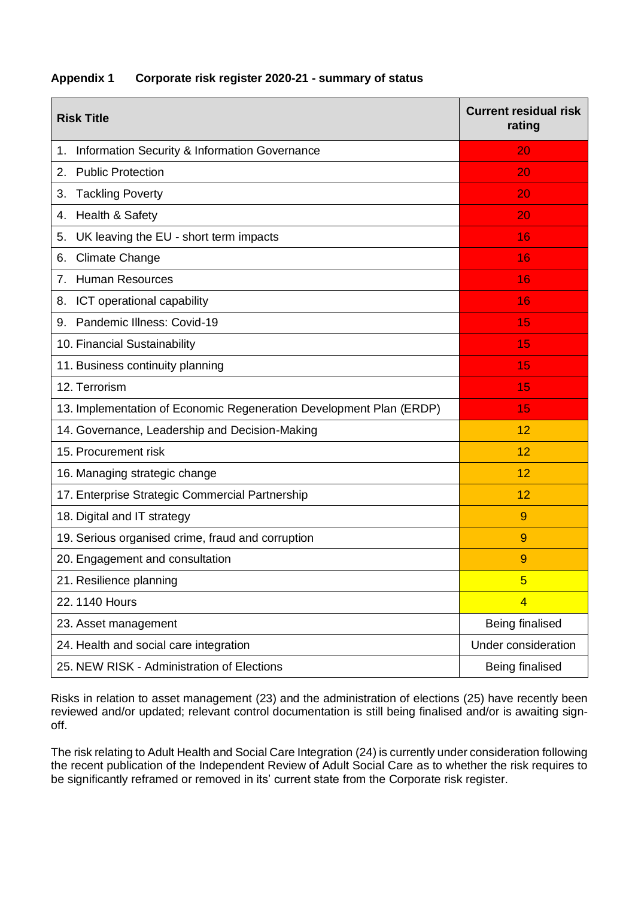**Appendix 1 Corporate risk register 2020-21 - summary of status**

| Risk Title | Current residual risk rating |
|---|---|
| 1. Information Security & Information Governance | 20 |
| 2. Public Protection | 20 |
| 3. Tackling Poverty | 20 |
| 4. Health & Safety | 20 |
| 5. UK leaving the EU - short term impacts | 16 |
| 6. Climate Change | 16 |
| 7. Human Resources | 16 |
| 8. ICT operational capability | 16 |
| 9. Pandemic Illness: Covid-19 | 15 |
| 10. Financial Sustainability | 15 |
| 11. Business continuity planning | 15 |
| 12. Terrorism | 15 |
| 13. Implementation of Economic Regeneration Development Plan (ERDP) | 15 |
| 14. Governance, Leadership and Decision-Making | 12 |
| 15. Procurement risk | 12 |
| 16. Managing strategic change | 12 |
| 17. Enterprise Strategic Commercial Partnership | 12 |
| 18. Digital and IT strategy | 9 |
| 19. Serious organised crime, fraud and corruption | 9 |
| 20. Engagement and consultation | 9 |
| 21. Resilience planning | 5 |
| 22. 1140 Hours | 4 |
| 23. Asset management | Being finalised |
| 24. Health and social care integration | Under consideration |
| 25. NEW RISK - Administration of Elections | Being finalised |

Risks in relation to asset management (23) and the administration of elections (25) have recently been reviewed and/or updated; relevant control documentation is still being finalised and/or is awaiting sign-off.

The risk relating to Adult Health and Social Care Integration (24) is currently under consideration following the recent publication of the Independent Review of Adult Social Care as to whether the risk requires to be significantly reframed or removed in its' current state from the Corporate risk register.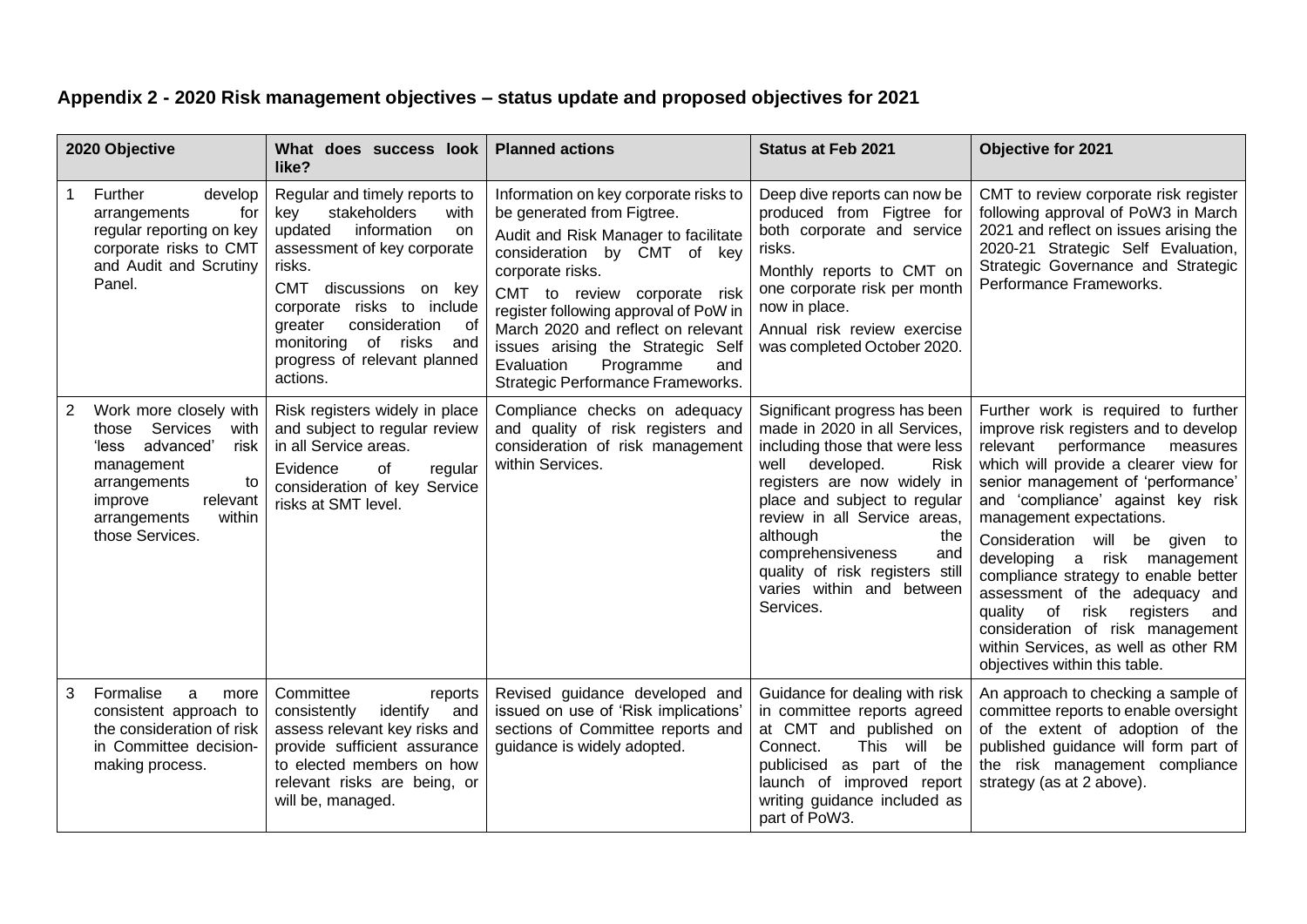## Appendix 2 - 2020 Risk management objectives – status update and proposed objectives for 2021

| | 2020 Objective | What does success look like? | Planned actions | Status at Feb 2021 | Objective for 2021 |
|---|---|---|---|---|---|
| 1 | Further develop arrangements for regular reporting on key corporate risks to CMT and Audit and Scrutiny Panel. | Regular and timely reports to key stakeholders with updated information on assessment of key corporate risks.<br><br>CMT discussions on key corporate risks to include greater consideration of monitoring of risks and progress of relevant planned actions. | Information on key corporate risks to be generated from Figtree.<br><br>Audit and Risk Manager to facilitate consideration by CMT of key corporate risks.<br><br>CMT to review corporate risk register following approval of PoW in March 2020 and reflect on relevant issues arising the Strategic Self Evaluation Programme and Strategic Performance Frameworks. | Deep dive reports can now be produced from Figtree for both corporate and service risks.<br><br>Monthly reports to CMT on one corporate risk per month now in place.<br><br>Annual risk review exercise was completed October 2020. | CMT to review corporate risk register following approval of PoW3 in March 2021 and reflect on issues arising the 2020-21 Strategic Self Evaluation, Strategic Governance and Strategic Performance Frameworks. |
| 2 | Work more closely with those Services with 'less advanced' risk management arrangements to improve relevant arrangements within those Services. | Risk registers widely in place and subject to regular review in all Service areas.<br><br>Evidence of regular consideration of key Service risks at SMT level. | Compliance checks on adequacy and quality of risk registers and consideration of risk management within Services. | Significant progress has been made in 2020 in all Services, including those that were less well developed. Risk registers are now widely in place and subject to regular review in all Service areas, although the comprehensiveness and quality of risk registers still varies within and between Services. | Further work is required to further improve risk registers and to develop relevant performance measures which will provide a clearer view for senior management of 'performance' and 'compliance' against key risk management expectations.<br><br>Consideration will be given to developing a risk management compliance strategy to enable better assessment of the adequacy and quality of risk registers and consideration of risk management within Services, as well as other RM objectives within this table. |
| 3 | Formalise a more consistent approach to the consideration of risk in Committee decision-making process. | Committee reports consistently identify and assess relevant key risks and provide sufficient assurance to elected members on how relevant risks are being, or will be, managed. | Revised guidance developed and issued on use of 'Risk implications' sections of Committee reports and guidance is widely adopted. | Guidance for dealing with risk in committee reports agreed at CMT and published on Connect. This will be publicised as part of the launch of improved report writing guidance included as part of PoW3. | An approach to checking a sample of committee reports to enable oversight of the extent of adoption of the published guidance will form part of the risk management compliance strategy (as at 2 above). |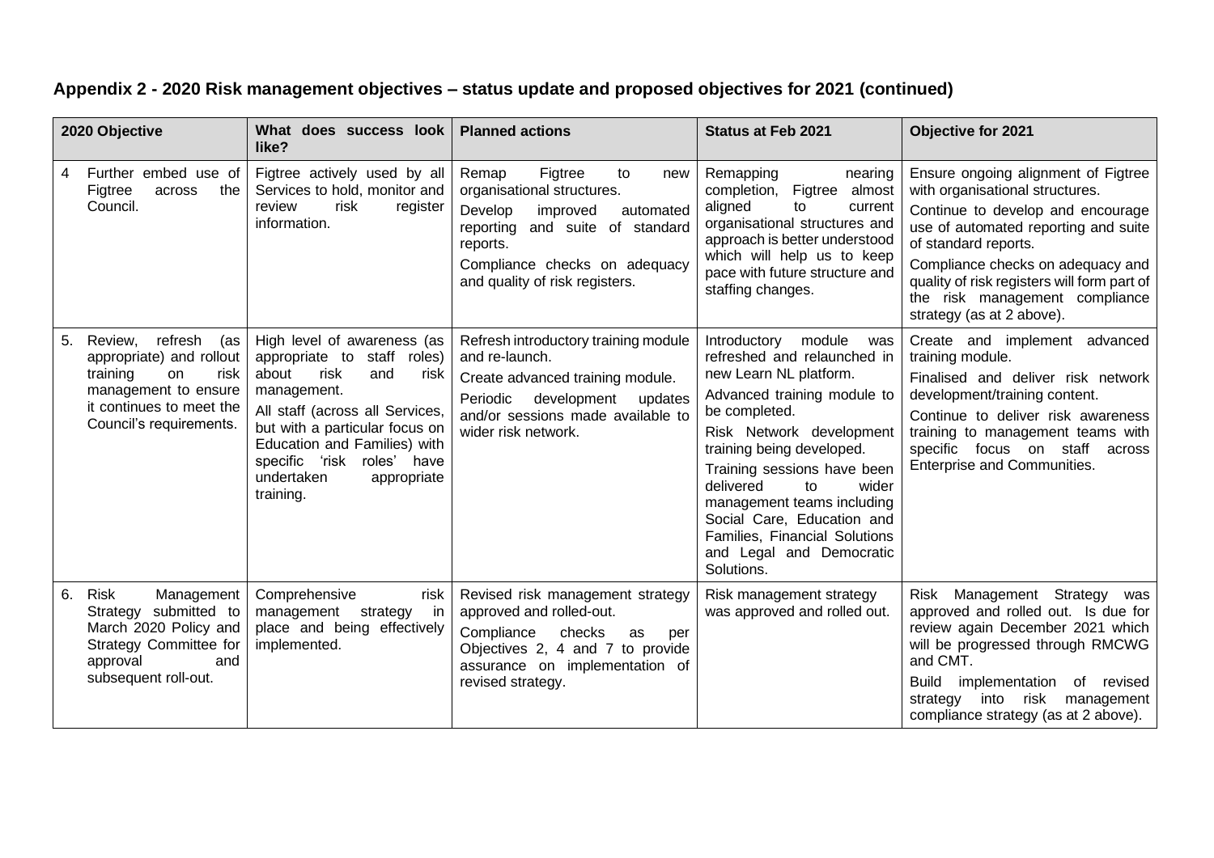## Appendix 2 - 2020 Risk management objectives – status update and proposed objectives for 2021 (continued)

| 2020 Objective | What does success look like? | Planned actions | Status at Feb 2021 | Objective for 2021 |
|---|---|---|---|---|
| 4 Further embed use of Figtree across the Council. | Figtree actively used by all Services to hold, monitor and review risk register information. | Remap Figtree to new organisational structures.<br>Develop improved automated reporting and suite of standard reports.<br>Compliance checks on adequacy and quality of risk registers. | Remapping nearing completion, Figtree almost aligned to current organisational structures and approach is better understood which will help us to keep pace with future structure and staffing changes. | Ensure ongoing alignment of Figtree with organisational structures.<br>Continue to develop and encourage use of automated reporting and suite of standard reports.<br>Compliance checks on adequacy and quality of risk registers will form part of the risk management compliance strategy (as at 2 above). |
| 5. Review, refresh (as appropriate) and rollout training on risk management to ensure it continues to meet the Council's requirements. | High level of awareness (as appropriate to staff roles) about risk and risk management.<br>All staff (across all Services, but with a particular focus on Education and Families) with specific 'risk roles' have undertaken appropriate training. | Refresh introductory training module and re-launch.<br>Create advanced training module.<br>Periodic development updates and/or sessions made available to wider risk network. | Introductory module was refreshed and relaunched in new Learn NL platform.<br>Advanced training module to be completed.<br>Risk Network development training being developed.<br>Training sessions have been delivered to wider management teams including Social Care, Education and Families, Financial Solutions and Legal and Democratic Solutions. | Create and implement advanced training module.<br>Finalised and deliver risk network development/training content.<br>Continue to deliver risk awareness training to management teams with specific focus on staff across Enterprise and Communities. |
| 6. Risk Management Strategy submitted to March 2020 Policy and Strategy Committee for approval and subsequent roll-out. | Comprehensive risk management strategy in place and being effectively implemented. | Revised risk management strategy approved and rolled-out.<br>Compliance checks as per Objectives 2, 4 and 7 to provide assurance on implementation of revised strategy. | Risk management strategy was approved and rolled out. | Risk Management Strategy was approved and rolled out. Is due for review again December 2021 which will be progressed through RMCWG and CMT.<br>Build implementation of revised strategy into risk management compliance strategy (as at 2 above). |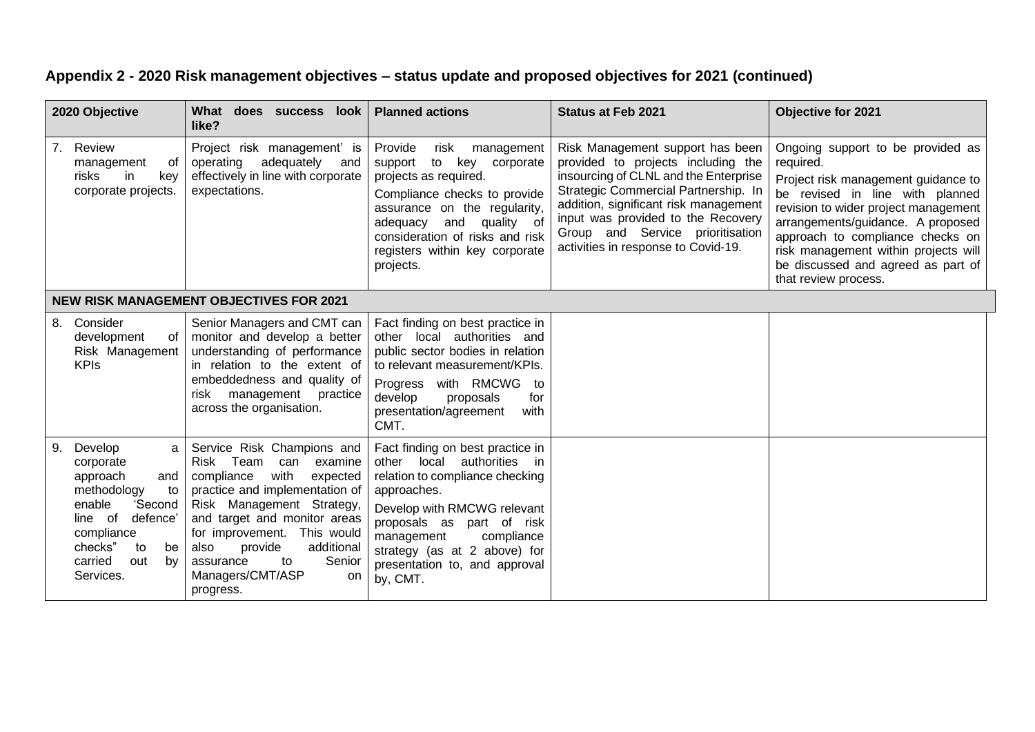## Appendix 2 - 2020 Risk management objectives – status update and proposed objectives for 2021 (continued)

| 2020 Objective | What does success look like? | Planned actions | Status at Feb 2021 | Objective for 2021 |
|---|---|---|---|---|
| 7. Review management of risks in key corporate projects. | Project risk management' is operating adequately and effectively in line with corporate expectations. | Provide risk management support to key corporate projects as required.<br><br>Compliance checks to provide assurance on the regularity, adequacy and quality of consideration of risks and risk registers within key corporate projects. | Risk Management support has been provided to projects including the insourcing of CLNL and the Enterprise Strategic Commercial Partnership. In addition, significant risk management input was provided to the Recovery Group and Service prioritisation activities in response to Covid-19. | Ongoing support to be provided as required.<br><br>Project risk management guidance to be revised in line with planned revision to wider project management arrangements/guidance. A proposed approach to compliance checks on risk management within projects will be discussed and agreed as part of that review process. |
| **NEW RISK MANAGEMENT OBJECTIVES FOR 2021** | | | | |
| 8. Consider development of Risk Management KPIs | Senior Managers and CMT can monitor and develop a better understanding of performance in relation to the extent of embeddedness and quality of risk management practice across the organisation. | Fact finding on best practice in other local authorities and public sector bodies in relation to relevant measurement/KPIs.<br><br>Progress with RMCWG to develop proposals for presentation/agreement with CMT. | | |
| 9. Develop a corporate approach and methodology to enable 'Second line of defence' compliance checks" to be carried out by Services. | Service Risk Champions and Risk Team can examine compliance with expected practice and implementation of Risk Management Strategy, and target and monitor areas for improvement. This would also provide additional assurance to Senior Managers/CMT/ASP on progress. | Fact finding on best practice in other local authorities in relation to compliance checking approaches.<br><br>Develop with RMCWG relevant proposals as part of risk management compliance strategy (as at 2 above) for presentation to, and approval by, CMT. | | |